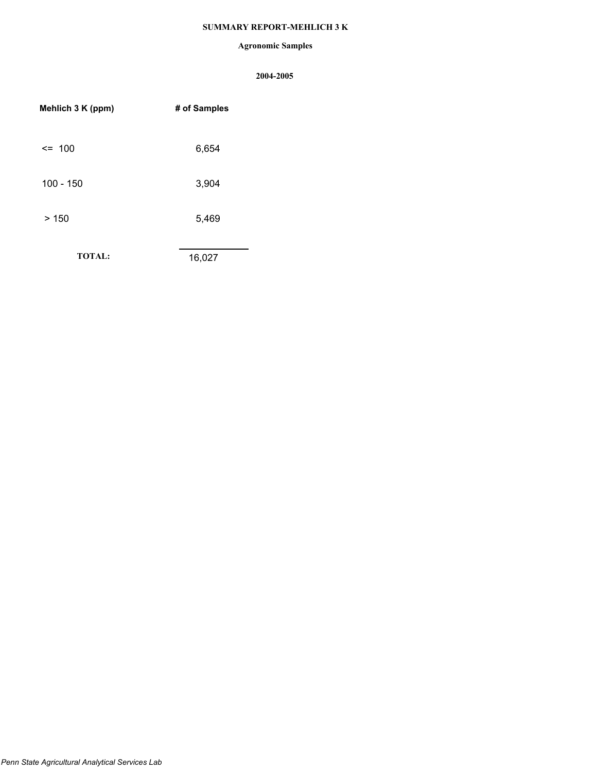# SUMMARY REPORT-MEHLICH 3 K

## Agronomic Samples

### 2004-2005

| Mehlich 3 K (ppm) | # of Samples |
| --- | --- |
| <= 100 | 6,654 |
| 100 - 150 | 3,904 |
| > 150 | 5,469 |
| **TOTAL:** | 16,027 |

*Penn State Agricultural Analytical Services Lab*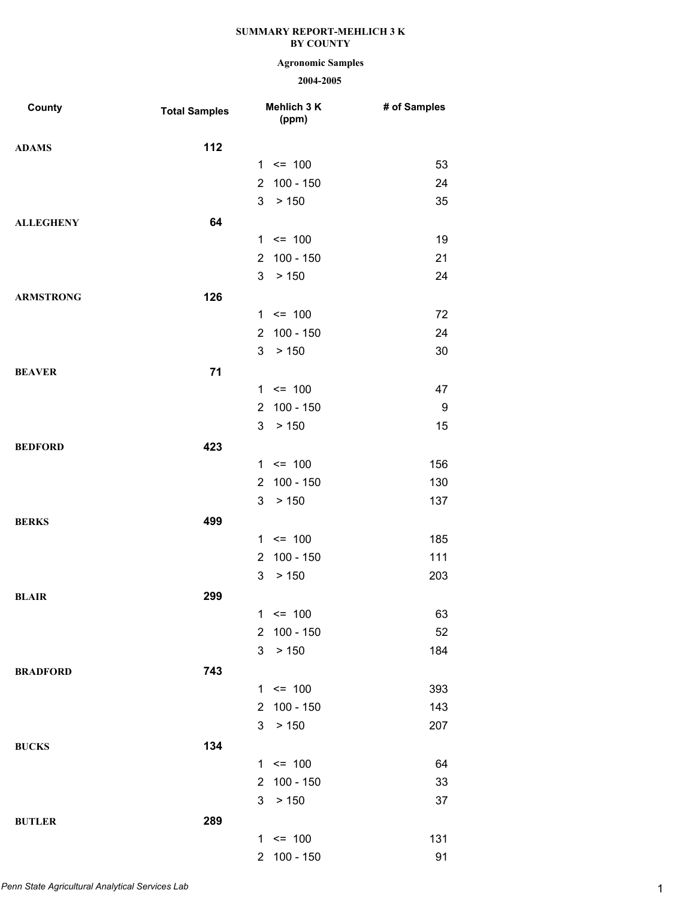**SUMMARY REPORT-MEHLICH 3 K**
**BY COUNTY**

**Agronomic Samples**

**2004-2005**

| County | Total Samples | Mehlich 3 K (ppm) | # of Samples |
|---|---|---|---|
| **ADAMS** | **112** | | |
| | | 1 <= 100 | 53 |
| | | 2 100 - 150 | 24 |
| | | 3 > 150 | 35 |
| **ALLEGHENY** | **64** | | |
| | | 1 <= 100 | 19 |
| | | 2 100 - 150 | 21 |
| | | 3 > 150 | 24 |
| **ARMSTRONG** | **126** | | |
| | | 1 <= 100 | 72 |
| | | 2 100 - 150 | 24 |
| | | 3 > 150 | 30 |
| **BEAVER** | **71** | | |
| | | 1 <= 100 | 47 |
| | | 2 100 - 150 | 9 |
| | | 3 > 150 | 15 |
| **BEDFORD** | **423** | | |
| | | 1 <= 100 | 156 |
| | | 2 100 - 150 | 130 |
| | | 3 > 150 | 137 |
| **BERKS** | **499** | | |
| | | 1 <= 100 | 185 |
| | | 2 100 - 150 | 111 |
| | | 3 > 150 | 203 |
| **BLAIR** | **299** | | |
| | | 1 <= 100 | 63 |
| | | 2 100 - 150 | 52 |
| | | 3 > 150 | 184 |
| **BRADFORD** | **743** | | |
| | | 1 <= 100 | 393 |
| | | 2 100 - 150 | 143 |
| | | 3 > 150 | 207 |
| **BUCKS** | **134** | | |
| | | 1 <= 100 | 64 |
| | | 2 100 - 150 | 33 |
| | | 3 > 150 | 37 |
| **BUTLER** | **289** | | |
| | | 1 <= 100 | 131 |
| | | 2 100 - 150 | 91 |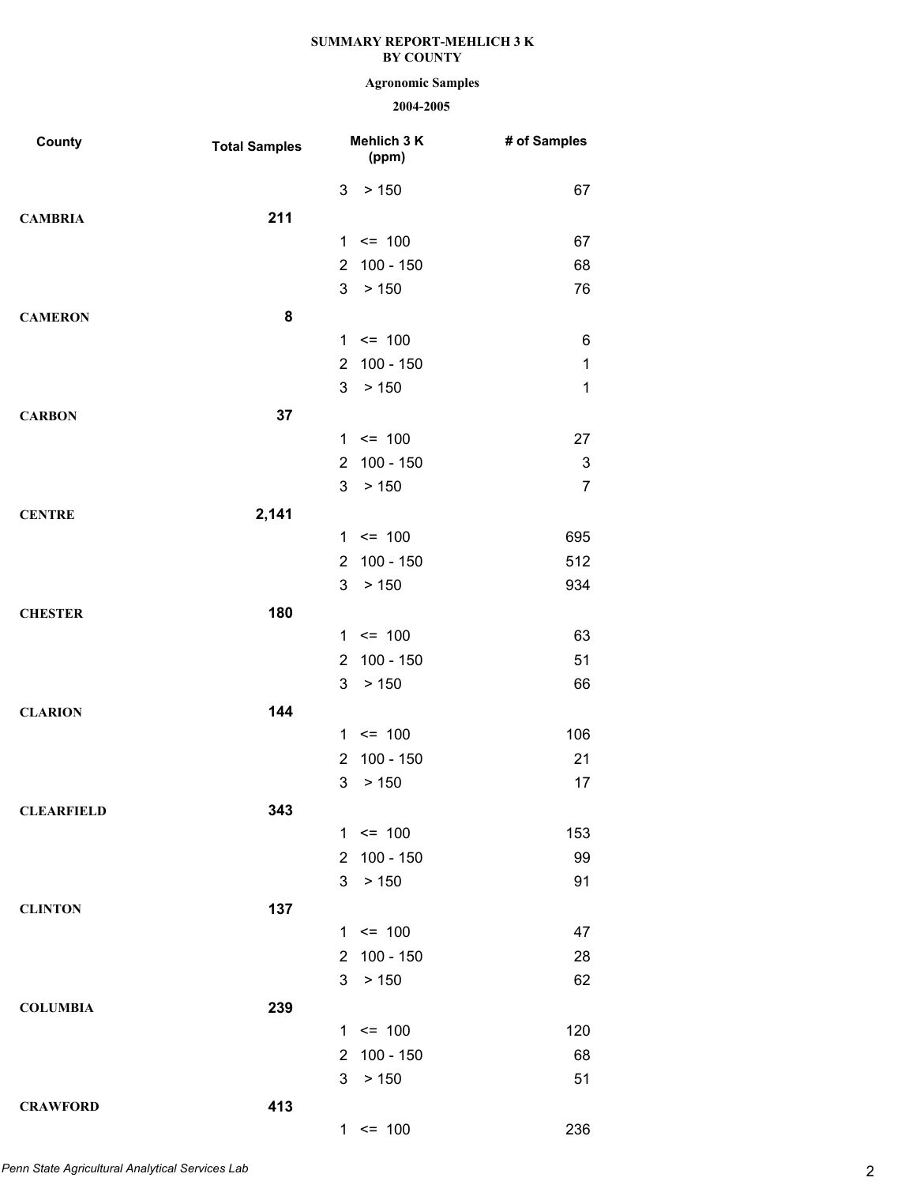**SUMMARY REPORT-MEHLICH 3 K**
**BY COUNTY**

**Agronomic Samples**

**2004-2005**

| County | Total Samples | Mehlich 3 K (ppm) | # of Samples |
|---|---|---|---|
| | | 3 > 150 | 67 |
| **CAMBRIA** | **211** | | |
| | | 1 <= 100 | 67 |
| | | 2 100 - 150 | 68 |
| | | 3 > 150 | 76 |
| **CAMERON** | **8** | | |
| | | 1 <= 100 | 6 |
| | | 2 100 - 150 | 1 |
| | | 3 > 150 | 1 |
| **CARBON** | **37** | | |
| | | 1 <= 100 | 27 |
| | | 2 100 - 150 | 3 |
| | | 3 > 150 | 7 |
| **CENTRE** | **2,141** | | |
| | | 1 <= 100 | 695 |
| | | 2 100 - 150 | 512 |
| | | 3 > 150 | 934 |
| **CHESTER** | **180** | | |
| | | 1 <= 100 | 63 |
| | | 2 100 - 150 | 51 |
| | | 3 > 150 | 66 |
| **CLARION** | **144** | | |
| | | 1 <= 100 | 106 |
| | | 2 100 - 150 | 21 |
| | | 3 > 150 | 17 |
| **CLEARFIELD** | **343** | | |
| | | 1 <= 100 | 153 |
| | | 2 100 - 150 | 99 |
| | | 3 > 150 | 91 |
| **CLINTON** | **137** | | |
| | | 1 <= 100 | 47 |
| | | 2 100 - 150 | 28 |
| | | 3 > 150 | 62 |
| **COLUMBIA** | **239** | | |
| | | 1 <= 100 | 120 |
| | | 2 100 - 150 | 68 |
| | | 3 > 150 | 51 |
| **CRAWFORD** | **413** | | |
| | | 1 <= 100 | 236 |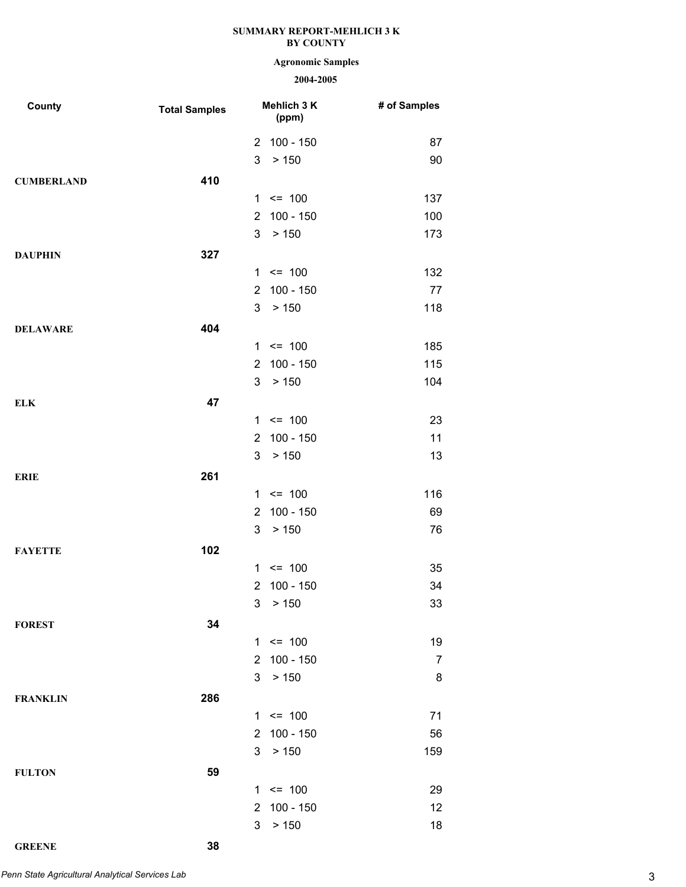**SUMMARY REPORT-MEHLICH 3 K**
**BY COUNTY**

**Agronomic Samples**

**2004-2005**

| County | Total Samples | Mehlich 3 K (ppm) | # of Samples |
|---|---|---|---|
| | | 2 100 - 150 | 87 |
| | | 3 > 150 | 90 |
| **CUMBERLAND** | **410** | | |
| | | 1 <= 100 | 137 |
| | | 2 100 - 150 | 100 |
| | | 3 > 150 | 173 |
| **DAUPHIN** | **327** | | |
| | | 1 <= 100 | 132 |
| | | 2 100 - 150 | 77 |
| | | 3 > 150 | 118 |
| **DELAWARE** | **404** | | |
| | | 1 <= 100 | 185 |
| | | 2 100 - 150 | 115 |
| | | 3 > 150 | 104 |
| **ELK** | **47** | | |
| | | 1 <= 100 | 23 |
| | | 2 100 - 150 | 11 |
| | | 3 > 150 | 13 |
| **ERIE** | **261** | | |
| | | 1 <= 100 | 116 |
| | | 2 100 - 150 | 69 |
| | | 3 > 150 | 76 |
| **FAYETTE** | **102** | | |
| | | 1 <= 100 | 35 |
| | | 2 100 - 150 | 34 |
| | | 3 > 150 | 33 |
| **FOREST** | **34** | | |
| | | 1 <= 100 | 19 |
| | | 2 100 - 150 | 7 |
| | | 3 > 150 | 8 |
| **FRANKLIN** | **286** | | |
| | | 1 <= 100 | 71 |
| | | 2 100 - 150 | 56 |
| | | 3 > 150 | 159 |
| **FULTON** | **59** | | |
| | | 1 <= 100 | 29 |
| | | 2 100 - 150 | 12 |
| | | 3 > 150 | 18 |
| **GREENE** | **38** | | |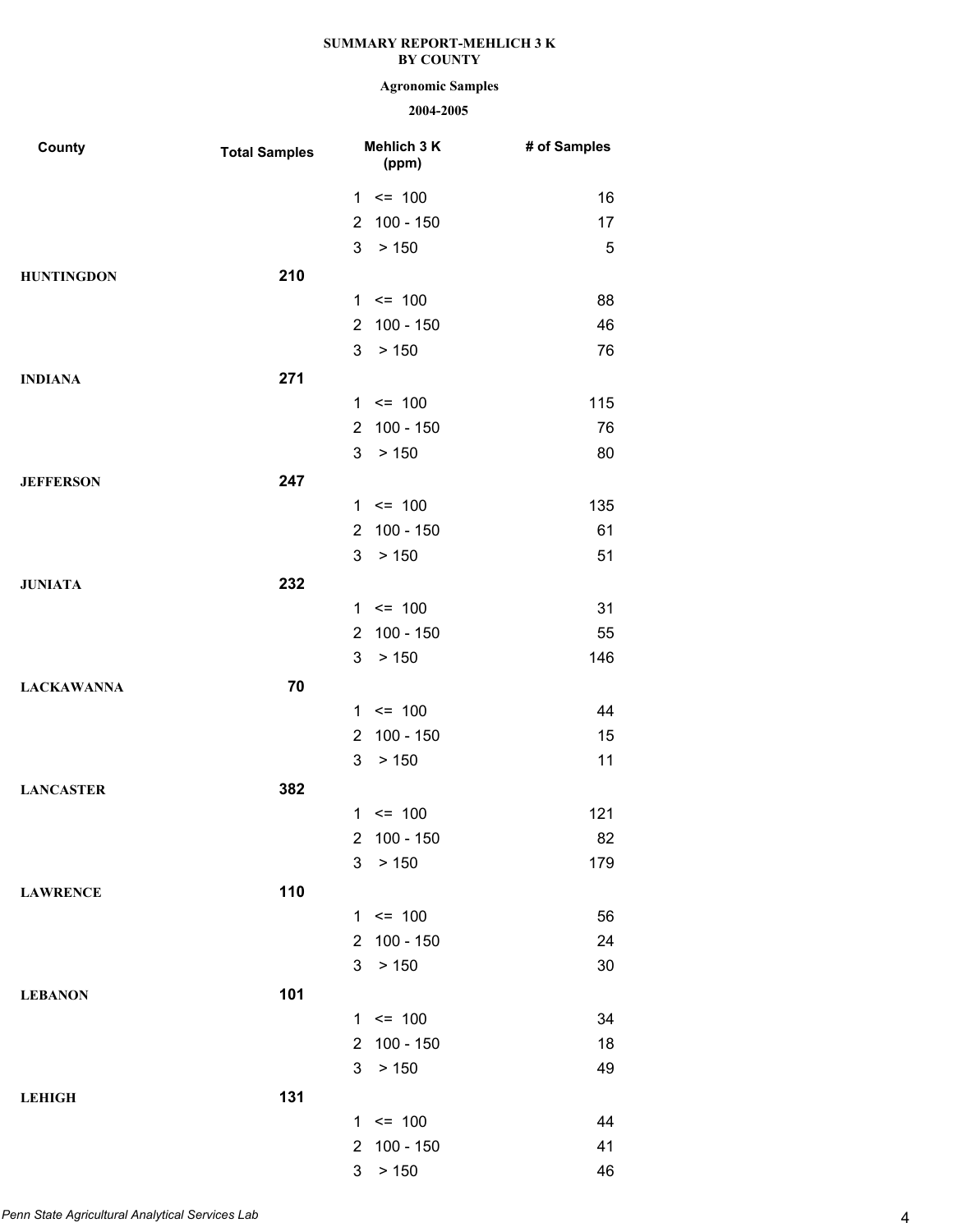**SUMMARY REPORT-MEHLICH 3 K**
**BY COUNTY**

**Agronomic Samples**

**2004-2005**

| County | Total Samples | Mehlich 3 K (ppm) | # of Samples |
|---|---|---|---|
| | | 1 <= 100 | 16 |
| | | 2 100 - 150 | 17 |
| | | 3 > 150 | 5 |
| **HUNTINGDON** | **210** | | |
| | | 1 <= 100 | 88 |
| | | 2 100 - 150 | 46 |
| | | 3 > 150 | 76 |
| **INDIANA** | **271** | | |
| | | 1 <= 100 | 115 |
| | | 2 100 - 150 | 76 |
| | | 3 > 150 | 80 |
| **JEFFERSON** | **247** | | |
| | | 1 <= 100 | 135 |
| | | 2 100 - 150 | 61 |
| | | 3 > 150 | 51 |
| **JUNIATA** | **232** | | |
| | | 1 <= 100 | 31 |
| | | 2 100 - 150 | 55 |
| | | 3 > 150 | 146 |
| **LACKAWANNA** | **70** | | |
| | | 1 <= 100 | 44 |
| | | 2 100 - 150 | 15 |
| | | 3 > 150 | 11 |
| **LANCASTER** | **382** | | |
| | | 1 <= 100 | 121 |
| | | 2 100 - 150 | 82 |
| | | 3 > 150 | 179 |
| **LAWRENCE** | **110** | | |
| | | 1 <= 100 | 56 |
| | | 2 100 - 150 | 24 |
| | | 3 > 150 | 30 |
| **LEBANON** | **101** | | |
| | | 1 <= 100 | 34 |
| | | 2 100 - 150 | 18 |
| | | 3 > 150 | 49 |
| **LEHIGH** | **131** | | |
| | | 1 <= 100 | 44 |
| | | 2 100 - 150 | 41 |
| | | 3 > 150 | 46 |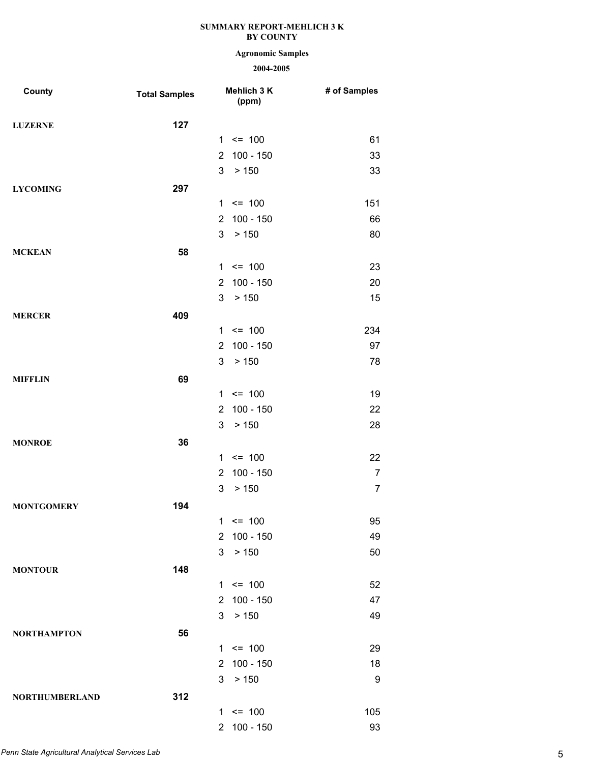**SUMMARY REPORT-MEHLICH 3 K**
**BY COUNTY**

**Agronomic Samples**

**2004-2005**

| County | Total Samples | Mehlich 3 K (ppm) | # of Samples |
|---|---|---|---|
| **LUZERNE** | **127** | | |
| | | 1 <= 100 | 61 |
| | | 2 100 - 150 | 33 |
| | | 3 > 150 | 33 |
| **LYCOMING** | **297** | | |
| | | 1 <= 100 | 151 |
| | | 2 100 - 150 | 66 |
| | | 3 > 150 | 80 |
| **MCKEAN** | **58** | | |
| | | 1 <= 100 | 23 |
| | | 2 100 - 150 | 20 |
| | | 3 > 150 | 15 |
| **MERCER** | **409** | | |
| | | 1 <= 100 | 234 |
| | | 2 100 - 150 | 97 |
| | | 3 > 150 | 78 |
| **MIFFLIN** | **69** | | |
| | | 1 <= 100 | 19 |
| | | 2 100 - 150 | 22 |
| | | 3 > 150 | 28 |
| **MONROE** | **36** | | |
| | | 1 <= 100 | 22 |
| | | 2 100 - 150 | 7 |
| | | 3 > 150 | 7 |
| **MONTGOMERY** | **194** | | |
| | | 1 <= 100 | 95 |
| | | 2 100 - 150 | 49 |
| | | 3 > 150 | 50 |
| **MONTOUR** | **148** | | |
| | | 1 <= 100 | 52 |
| | | 2 100 - 150 | 47 |
| | | 3 > 150 | 49 |
| **NORTHAMPTON** | **56** | | |
| | | 1 <= 100 | 29 |
| | | 2 100 - 150 | 18 |
| | | 3 > 150 | 9 |
| **NORTHUMBERLAND** | **312** | | |
| | | 1 <= 100 | 105 |
| | | 2 100 - 150 | 93 |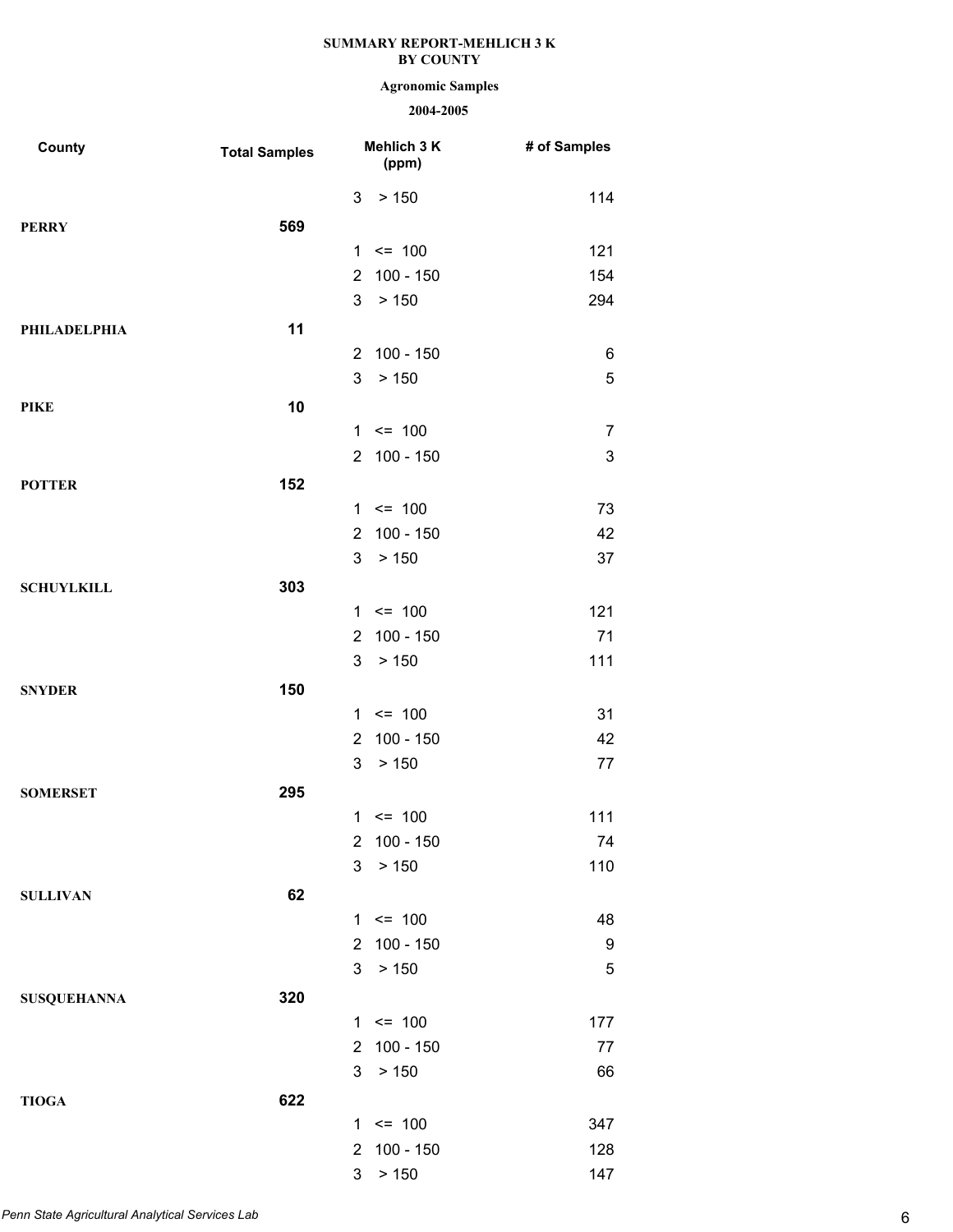**SUMMARY REPORT-MEHLICH 3 K**
**BY COUNTY**

**Agronomic Samples**

**2004-2005**

| County | Total Samples | Mehlich 3 K (ppm) | # of Samples |
|---|---|---|---|
| | | 3 > 150 | 114 |
| **PERRY** | **569** | | |
| | | 1 <= 100 | 121 |
| | | 2 100 - 150 | 154 |
| | | 3 > 150 | 294 |
| **PHILADELPHIA** | **11** | | |
| | | 2 100 - 150 | 6 |
| | | 3 > 150 | 5 |
| **PIKE** | **10** | | |
| | | 1 <= 100 | 7 |
| | | 2 100 - 150 | 3 |
| **POTTER** | **152** | | |
| | | 1 <= 100 | 73 |
| | | 2 100 - 150 | 42 |
| | | 3 > 150 | 37 |
| **SCHUYLKILL** | **303** | | |
| | | 1 <= 100 | 121 |
| | | 2 100 - 150 | 71 |
| | | 3 > 150 | 111 |
| **SNYDER** | **150** | | |
| | | 1 <= 100 | 31 |
| | | 2 100 - 150 | 42 |
| | | 3 > 150 | 77 |
| **SOMERSET** | **295** | | |
| | | 1 <= 100 | 111 |
| | | 2 100 - 150 | 74 |
| | | 3 > 150 | 110 |
| **SULLIVAN** | **62** | | |
| | | 1 <= 100 | 48 |
| | | 2 100 - 150 | 9 |
| | | 3 > 150 | 5 |
| **SUSQUEHANNA** | **320** | | |
| | | 1 <= 100 | 177 |
| | | 2 100 - 150 | 77 |
| | | 3 > 150 | 66 |
| **TIOGA** | **622** | | |
| | | 1 <= 100 | 347 |
| | | 2 100 - 150 | 128 |
| | | 3 > 150 | 147 |

*Penn State Agricultural Analytical Services Lab*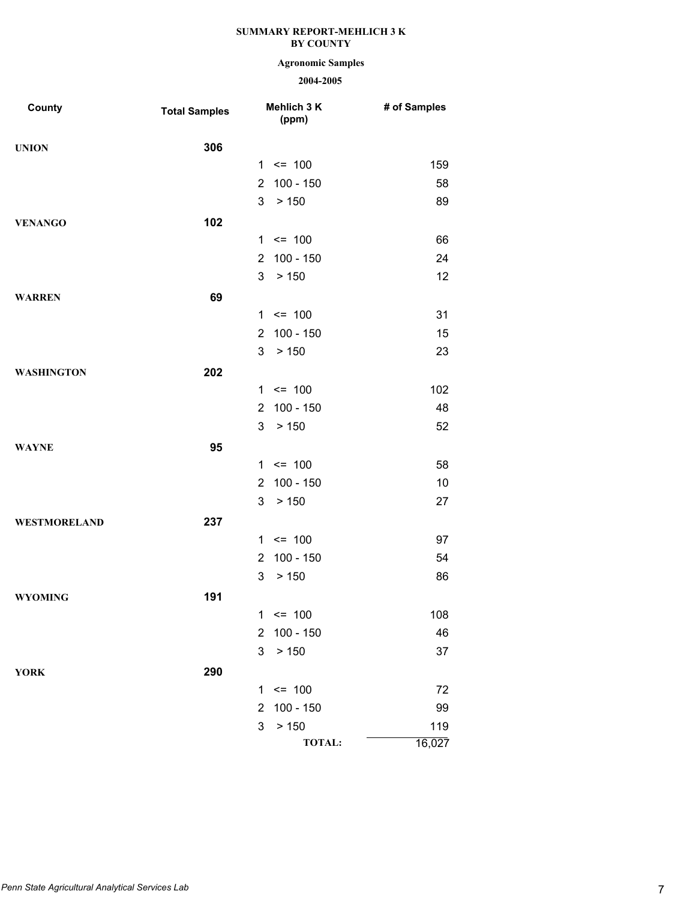**SUMMARY REPORT-MEHLICH 3 K**
**BY COUNTY**

**Agronomic Samples**

**2004-2005**

| County | Total Samples | Mehlich 3 K (ppm) | # of Samples |
|---|---|---|---|
| **UNION** | **306** | | |
| | | 1 <= 100 | 159 |
| | | 2 100 - 150 | 58 |
| | | 3 > 150 | 89 |
| **VENANGO** | **102** | | |
| | | 1 <= 100 | 66 |
| | | 2 100 - 150 | 24 |
| | | 3 > 150 | 12 |
| **WARREN** | **69** | | |
| | | 1 <= 100 | 31 |
| | | 2 100 - 150 | 15 |
| | | 3 > 150 | 23 |
| **WASHINGTON** | **202** | | |
| | | 1 <= 100 | 102 |
| | | 2 100 - 150 | 48 |
| | | 3 > 150 | 52 |
| **WAYNE** | **95** | | |
| | | 1 <= 100 | 58 |
| | | 2 100 - 150 | 10 |
| | | 3 > 150 | 27 |
| **WESTMORELAND** | **237** | | |
| | | 1 <= 100 | 97 |
| | | 2 100 - 150 | 54 |
| | | 3 > 150 | 86 |
| **WYOMING** | **191** | | |
| | | 1 <= 100 | 108 |
| | | 2 100 - 150 | 46 |
| | | 3 > 150 | 37 |
| **YORK** | **290** | | |
| | | 1 <= 100 | 72 |
| | | 2 100 - 150 | 99 |
| | | 3 > 150 | 119 |
| | | **TOTAL:** | 16,027 |